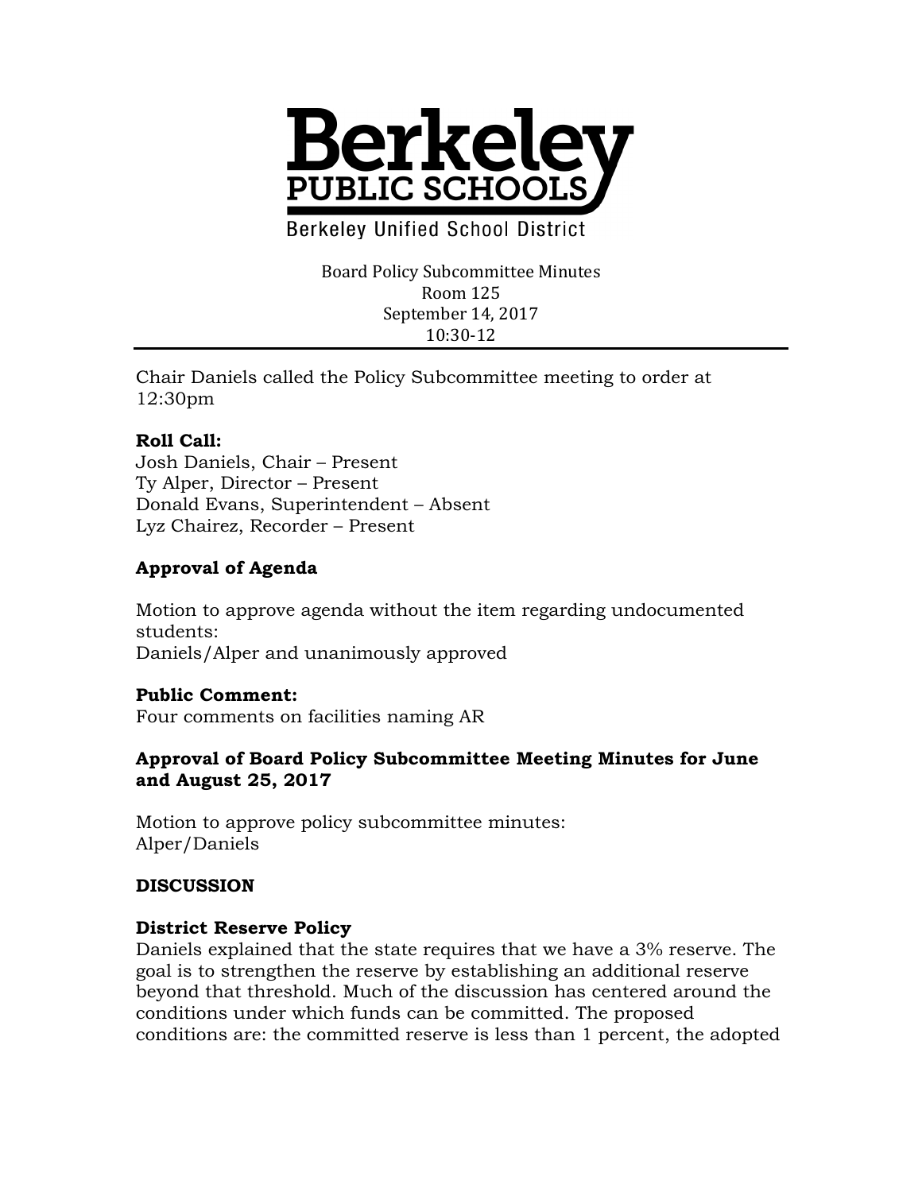# Berkeley PUBLIC SCHOOLS

Berkeley Unified School District

Board Policy Subcommittee Minutes
Room 125
September 14, 2017
10:30-12

---

Chair Daniels called the Policy Subcommittee meeting to order at 12:30pm

**Roll Call:**
Josh Daniels, Chair – Present
Ty Alper, Director – Present
Donald Evans, Superintendent – Absent
Lyz Chairez, Recorder – Present

**Approval of Agenda**

Motion to approve agenda without the item regarding undocumented students:
Daniels/Alper and unanimously approved

**Public Comment:**
Four comments on facilities naming AR

**Approval of Board Policy Subcommittee Meeting Minutes for June and August 25, 2017**

Motion to approve policy subcommittee minutes:
Alper/Daniels

**DISCUSSION**

**District Reserve Policy**
Daniels explained that the state requires that we have a 3% reserve. The goal is to strengthen the reserve by establishing an additional reserve beyond that threshold. Much of the discussion has centered around the conditions under which funds can be committed. The proposed conditions are: the committed reserve is less than 1 percent, the adopted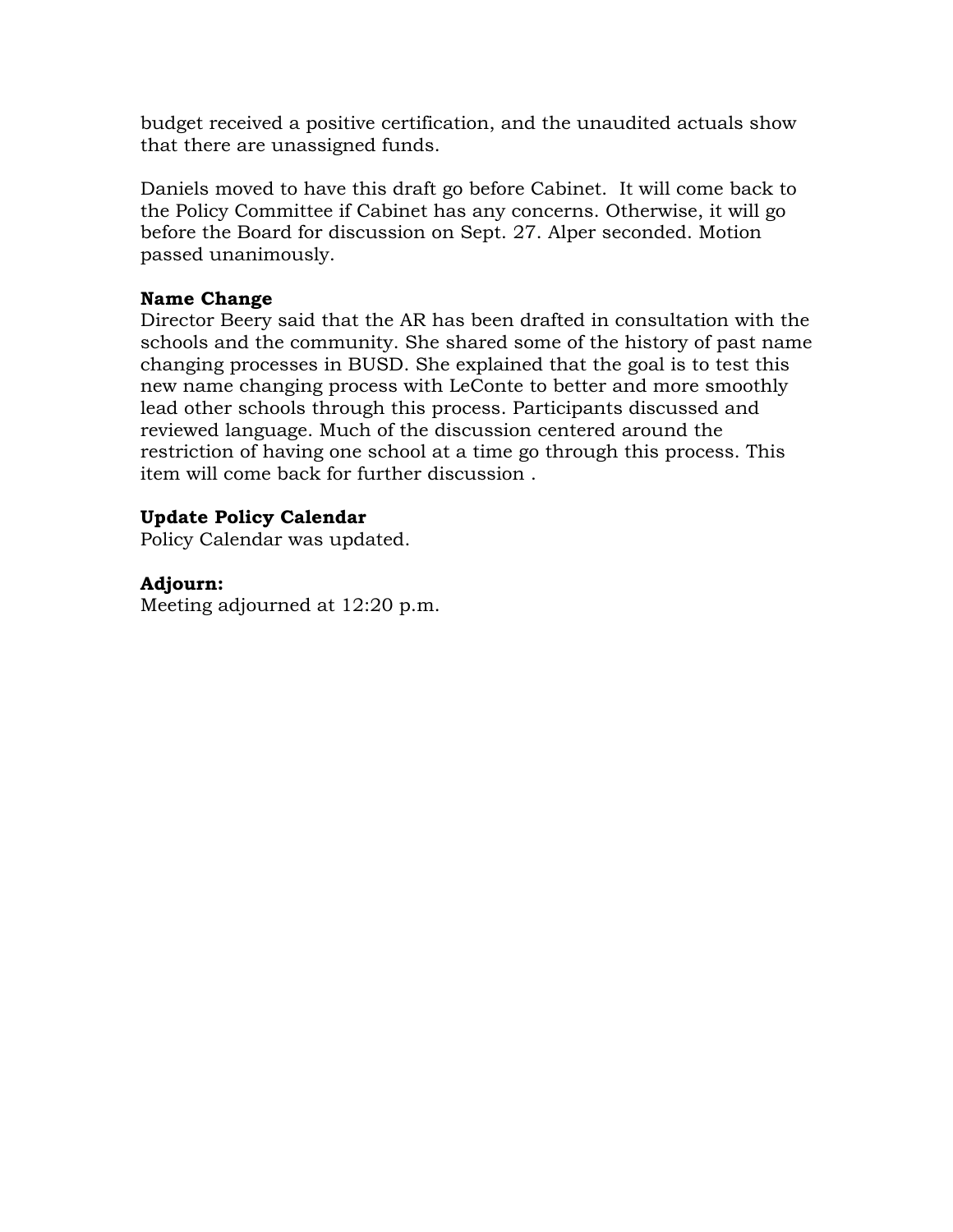budget received a positive certification, and the unaudited actuals show that there are unassigned funds.

Daniels moved to have this draft go before Cabinet. It will come back to the Policy Committee if Cabinet has any concerns. Otherwise, it will go before the Board for discussion on Sept. 27. Alper seconded. Motion passed unanimously.

**Name Change**
Director Beery said that the AR has been drafted in consultation with the schools and the community. She shared some of the history of past name changing processes in BUSD. She explained that the goal is to test this new name changing process with LeConte to better and more smoothly lead other schools through this process. Participants discussed and reviewed language. Much of the discussion centered around the restriction of having one school at a time go through this process. This item will come back for further discussion .

**Update Policy Calendar**
Policy Calendar was updated.

**Adjourn:**
Meeting adjourned at 12:20 p.m.